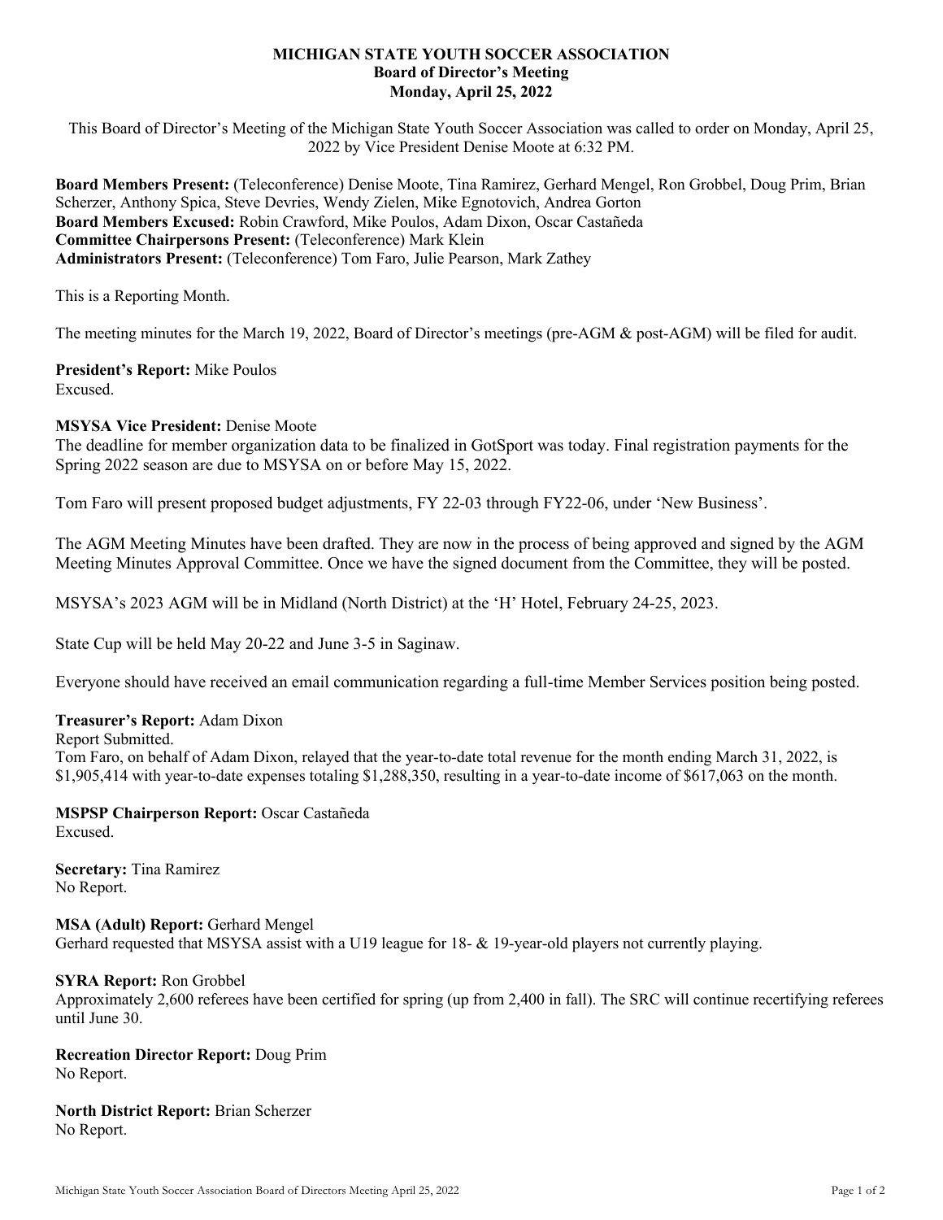**MICHIGAN STATE YOUTH SOCCER ASSOCIATION**
**Board of Director's Meeting**
**Monday, April 25, 2022**

This Board of Director's Meeting of the Michigan State Youth Soccer Association was called to order on Monday, April 25, 2022 by Vice President Denise Moote at 6:32 PM.

**Board Members Present:** (Teleconference) Denise Moote, Tina Ramirez, Gerhard Mengel, Ron Grobbel, Doug Prim, Brian Scherzer, Anthony Spica, Steve Devries, Wendy Zielen, Mike Egnotovich, Andrea Gorton
**Board Members Excused:** Robin Crawford, Mike Poulos, Adam Dixon, Oscar Castañeda
**Committee Chairpersons Present:** (Teleconference) Mark Klein
**Administrators Present:** (Teleconference) Tom Faro, Julie Pearson, Mark Zathey

This is a Reporting Month.

The meeting minutes for the March 19, 2022, Board of Director's meetings (pre-AGM & post-AGM) will be filed for audit.

**President's Report:** Mike Poulos
Excused.

**MSYSA Vice President:** Denise Moote
The deadline for member organization data to be finalized in GotSport was today. Final registration payments for the Spring 2022 season are due to MSYSA on or before May 15, 2022.

Tom Faro will present proposed budget adjustments, FY 22-03 through FY22-06, under 'New Business'.

The AGM Meeting Minutes have been drafted. They are now in the process of being approved and signed by the AGM Meeting Minutes Approval Committee. Once we have the signed document from the Committee, they will be posted.

MSYSA's 2023 AGM will be in Midland (North District) at the 'H' Hotel, February 24-25, 2023.

State Cup will be held May 20-22 and June 3-5 in Saginaw.

Everyone should have received an email communication regarding a full-time Member Services position being posted.

**Treasurer's Report:** Adam Dixon
Report Submitted.
Tom Faro, on behalf of Adam Dixon, relayed that the year-to-date total revenue for the month ending March 31, 2022, is $1,905,414 with year-to-date expenses totaling $1,288,350, resulting in a year-to-date income of $617,063 on the month.

**MSPSP Chairperson Report:** Oscar Castañeda
Excused.

**Secretary:** Tina Ramirez
No Report.

**MSA (Adult) Report:** Gerhard Mengel
Gerhard requested that MSYSA assist with a U19 league for 18- & 19-year-old players not currently playing.

**SYRA Report:** Ron Grobbel
Approximately 2,600 referees have been certified for spring (up from 2,400 in fall). The SRC will continue recertifying referees until June 30.

**Recreation Director Report:** Doug Prim
No Report.

**North District Report:** Brian Scherzer
No Report.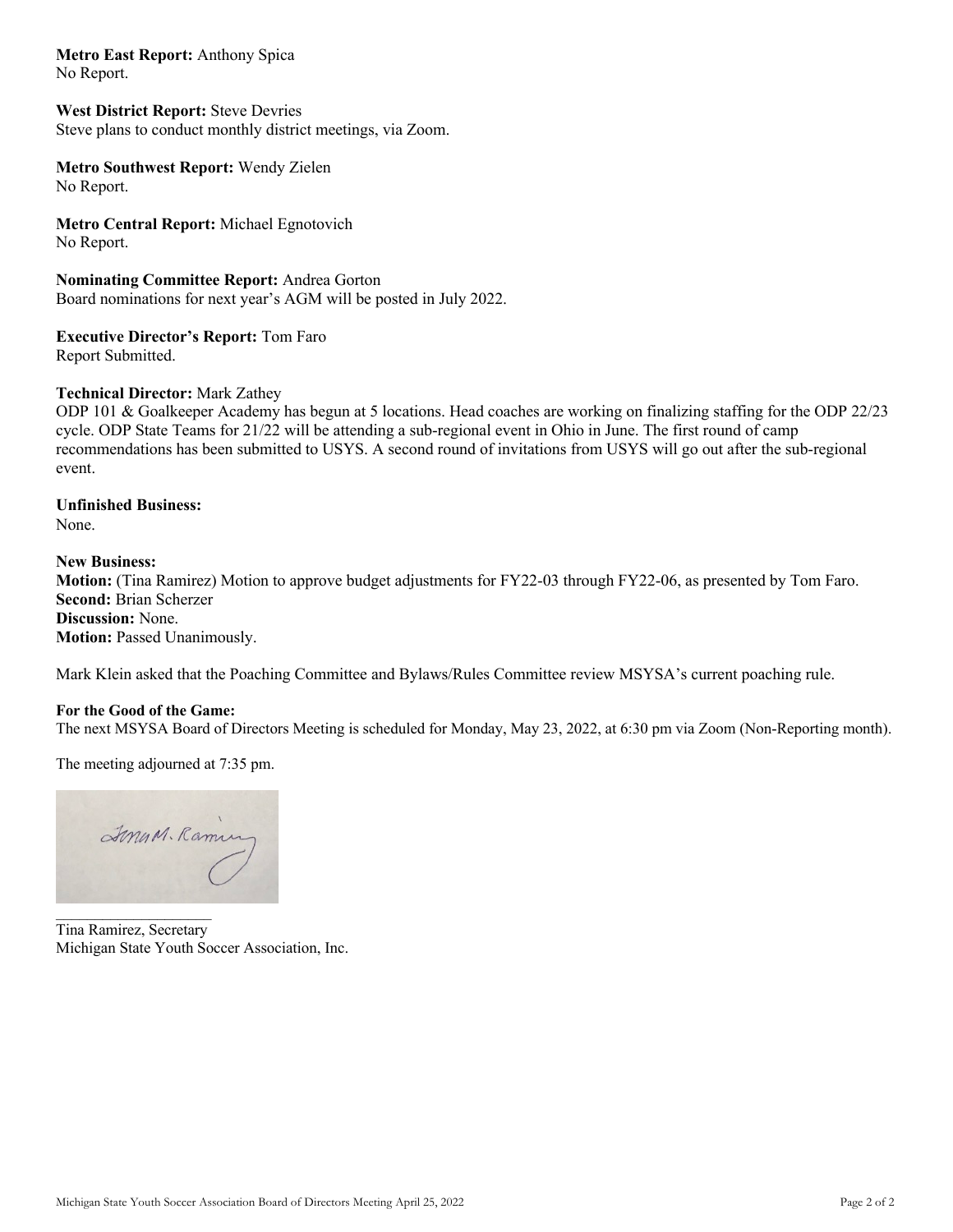**Metro East Report:** Anthony Spica
No Report.

**West District Report:** Steve Devries
Steve plans to conduct monthly district meetings, via Zoom.

**Metro Southwest Report:** Wendy Zielen
No Report.

**Metro Central Report:** Michael Egnotovich
No Report.

**Nominating Committee Report:** Andrea Gorton
Board nominations for next year's AGM will be posted in July 2022.

**Executive Director's Report:** Tom Faro
Report Submitted.

**Technical Director:** Mark Zathey
ODP 101 & Goalkeeper Academy has begun at 5 locations. Head coaches are working on finalizing staffing for the ODP 22/23 cycle. ODP State Teams for 21/22 will be attending a sub-regional event in Ohio in June. The first round of camp recommendations has been submitted to USYS. A second round of invitations from USYS will go out after the sub-regional event.

**Unfinished Business:**
None.

**New Business:**
**Motion:** (Tina Ramirez) Motion to approve budget adjustments for FY22-03 through FY22-06, as presented by Tom Faro.
**Second:** Brian Scherzer
**Discussion:** None.
**Motion:** Passed Unanimously.

Mark Klein asked that the Poaching Committee and Bylaws/Rules Committee review MSYSA's current poaching rule.

**For the Good of the Game:**
The next MSYSA Board of Directors Meeting is scheduled for Monday, May 23, 2022, at 6:30 pm via Zoom (Non-Reporting month).

The meeting adjourned at 7:35 pm.

\_\_\_\_\_\_\_\_\_\_\_\_\_\_\_\_\_\_\_\_
Tina Ramirez, Secretary
Michigan State Youth Soccer Association, Inc.